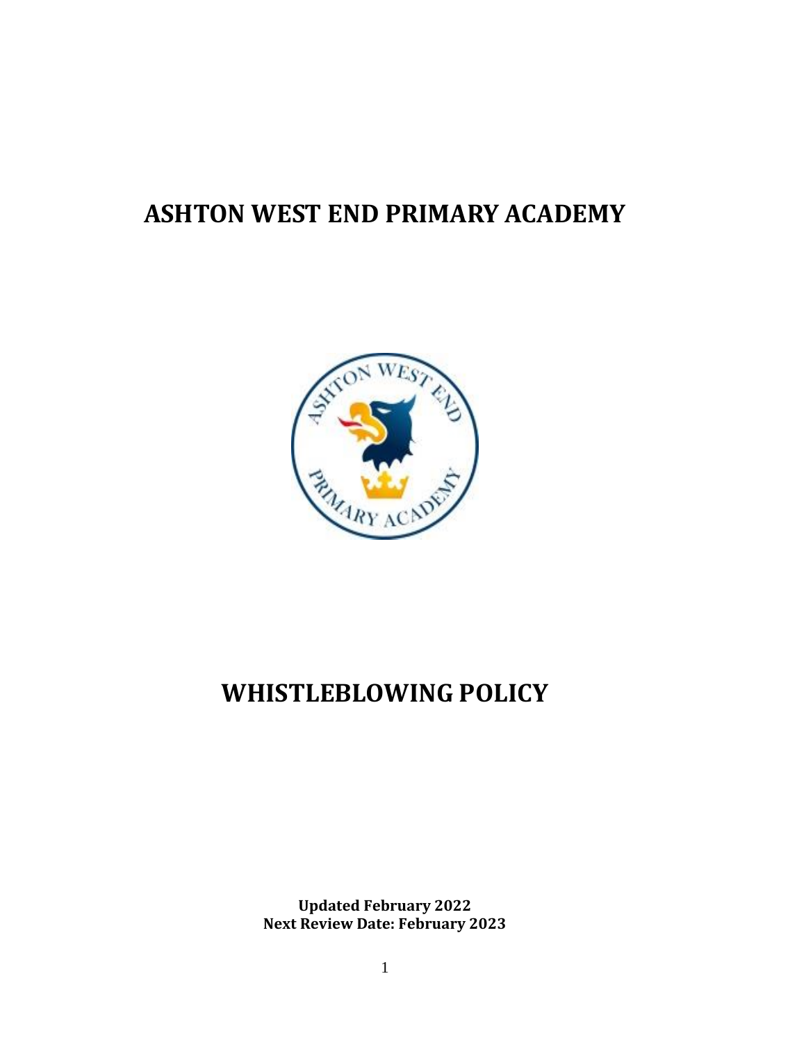# ASHTON WEST END PRIMARY ACADEMY

# WHISTLEBLOWING POLICY

**Updated February 2022**
**Next Review Date: February 2023**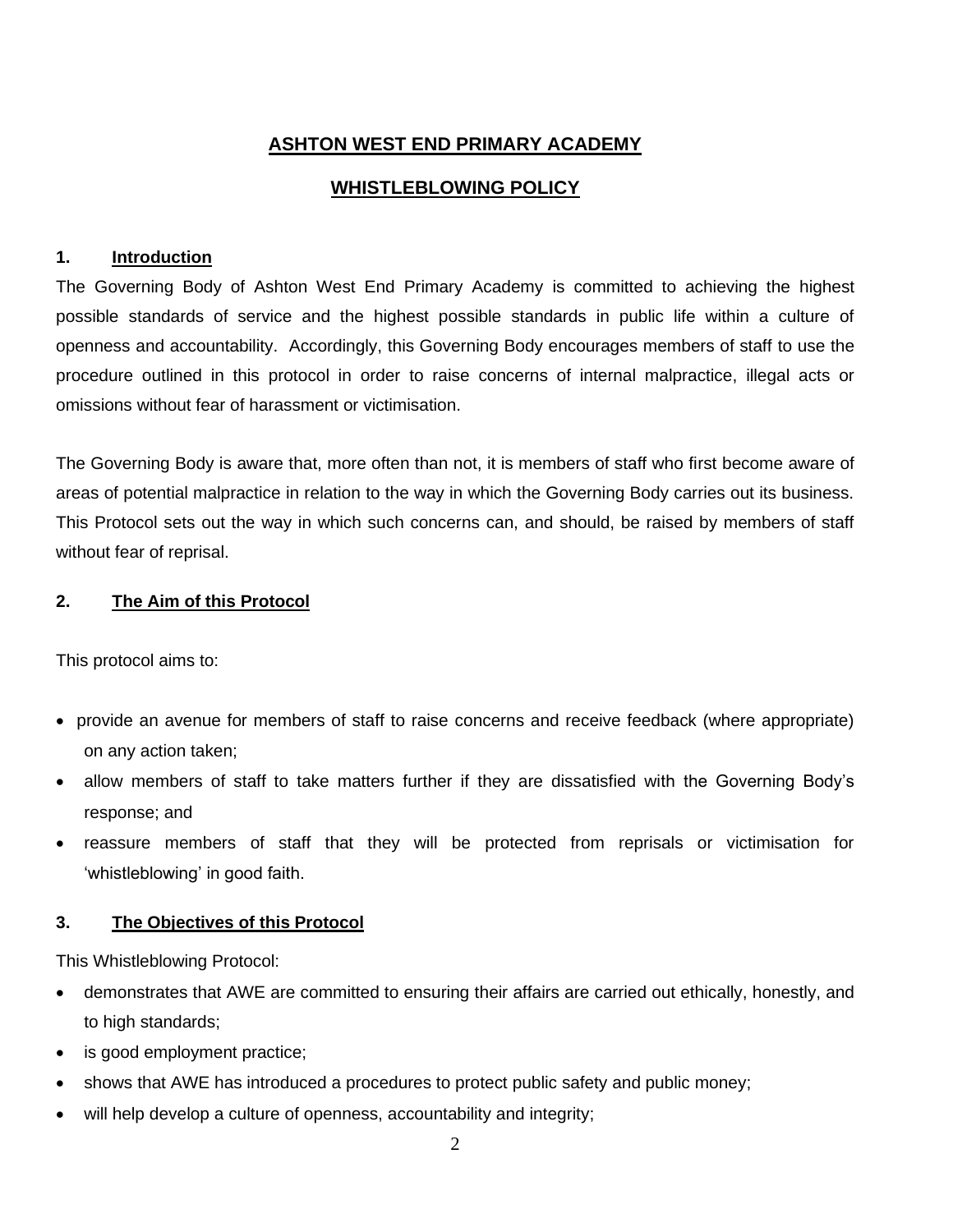# ASHTON WEST END PRIMARY ACADEMY

## WHISTLEBLOWING POLICY

### 1. Introduction

The Governing Body of Ashton West End Primary Academy is committed to achieving the highest possible standards of service and the highest possible standards in public life within a culture of openness and accountability. Accordingly, this Governing Body encourages members of staff to use the procedure outlined in this protocol in order to raise concerns of internal malpractice, illegal acts or omissions without fear of harassment or victimisation.

The Governing Body is aware that, more often than not, it is members of staff who first become aware of areas of potential malpractice in relation to the way in which the Governing Body carries out its business. This Protocol sets out the way in which such concerns can, and should, be raised by members of staff without fear of reprisal.

### 2. The Aim of this Protocol

This protocol aims to:

- provide an avenue for members of staff to raise concerns and receive feedback (where appropriate) on any action taken;
- allow members of staff to take matters further if they are dissatisfied with the Governing Body's response; and
- reassure members of staff that they will be protected from reprisals or victimisation for 'whistleblowing' in good faith.

### 3. The Objectives of this Protocol

This Whistleblowing Protocol:

- demonstrates that AWE are committed to ensuring their affairs are carried out ethically, honestly, and to high standards;
- is good employment practice;
- shows that AWE has introduced a procedures to protect public safety and public money;
- will help develop a culture of openness, accountability and integrity;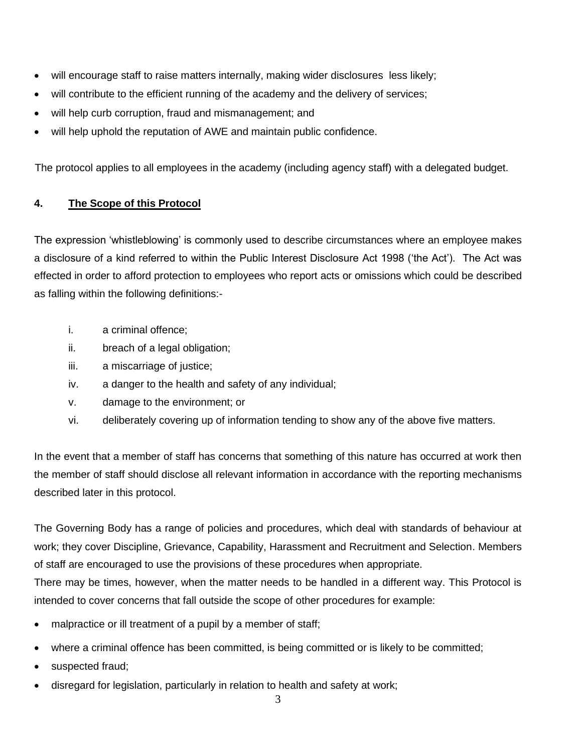- will encourage staff to raise matters internally, making wider disclosures less likely;
- will contribute to the efficient running of the academy and the delivery of services;
- will help curb corruption, fraud and mismanagement; and
- will help uphold the reputation of AWE and maintain public confidence.

The protocol applies to all employees in the academy (including agency staff) with a delegated budget.

## 4. The Scope of this Protocol

The expression 'whistleblowing' is commonly used to describe circumstances where an employee makes a disclosure of a kind referred to within the Public Interest Disclosure Act 1998 ('the Act'). The Act was effected in order to afford protection to employees who report acts or omissions which could be described as falling within the following definitions:-

i. a criminal offence;
ii. breach of a legal obligation;
iii. a miscarriage of justice;
iv. a danger to the health and safety of any individual;
v. damage to the environment; or
vi. deliberately covering up of information tending to show any of the above five matters.

In the event that a member of staff has concerns that something of this nature has occurred at work then the member of staff should disclose all relevant information in accordance with the reporting mechanisms described later in this protocol.

The Governing Body has a range of policies and procedures, which deal with standards of behaviour at work; they cover Discipline, Grievance, Capability, Harassment and Recruitment and Selection. Members of staff are encouraged to use the provisions of these procedures when appropriate.
There may be times, however, when the matter needs to be handled in a different way. This Protocol is intended to cover concerns that fall outside the scope of other procedures for example:

- malpractice or ill treatment of a pupil by a member of staff;
- where a criminal offence has been committed, is being committed or is likely to be committed;
- suspected fraud;
- disregard for legislation, particularly in relation to health and safety at work;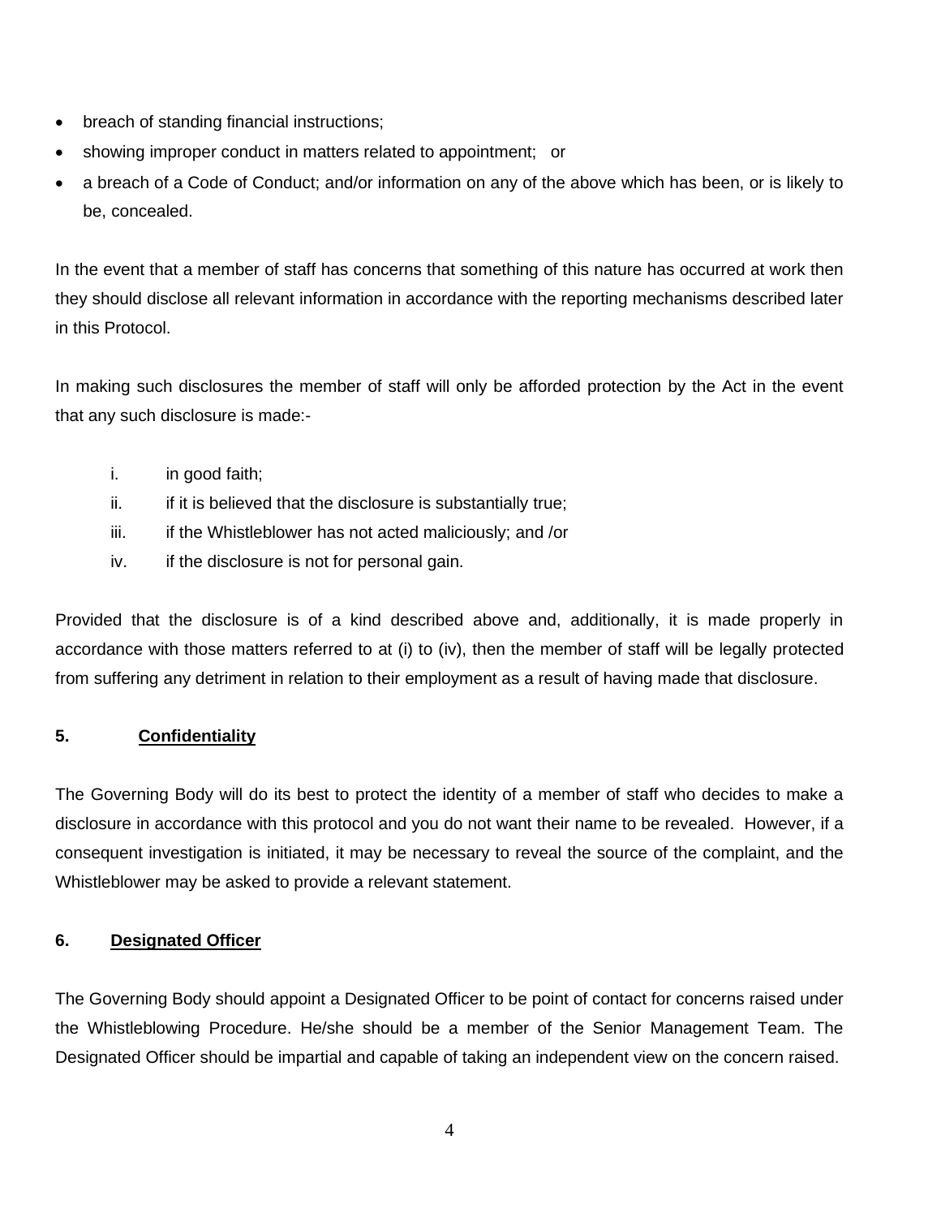- breach of standing financial instructions;
- showing improper conduct in matters related to appointment; or
- a breach of a Code of Conduct; and/or information on any of the above which has been, or is likely to be, concealed.

In the event that a member of staff has concerns that something of this nature has occurred at work then they should disclose all relevant information in accordance with the reporting mechanisms described later in this Protocol.

In making such disclosures the member of staff will only be afforded protection by the Act in the event that any such disclosure is made:-

i. in good faith;
ii. if it is believed that the disclosure is substantially true;
iii. if the Whistleblower has not acted maliciously; and /or
iv. if the disclosure is not for personal gain.

Provided that the disclosure is of a kind described above and, additionally, it is made properly in accordance with those matters referred to at (i) to (iv), then the member of staff will be legally protected from suffering any detriment in relation to their employment as a result of having made that disclosure.

## 5. Confidentiality

The Governing Body will do its best to protect the identity of a member of staff who decides to make a disclosure in accordance with this protocol and you do not want their name to be revealed. However, if a consequent investigation is initiated, it may be necessary to reveal the source of the complaint, and the Whistleblower may be asked to provide a relevant statement.

## 6. Designated Officer

The Governing Body should appoint a Designated Officer to be point of contact for concerns raised under the Whistleblowing Procedure. He/she should be a member of the Senior Management Team. The Designated Officer should be impartial and capable of taking an independent view on the concern raised.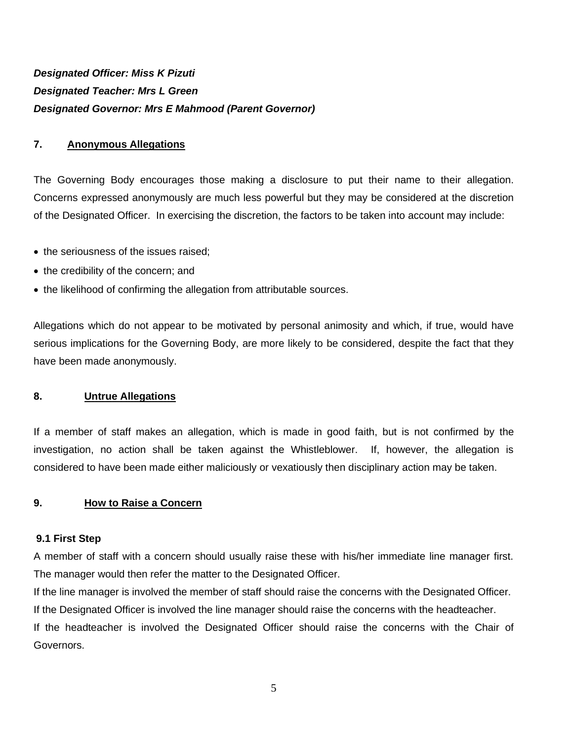***Designated Officer: Miss K Pizuti***

***Designated Teacher: Mrs L Green***

***Designated Governor: Mrs E Mahmood (Parent Governor)***

## 7. Anonymous Allegations

The Governing Body encourages those making a disclosure to put their name to their allegation. Concerns expressed anonymously are much less powerful but they may be considered at the discretion of the Designated Officer. In exercising the discretion, the factors to be taken into account may include:

- the seriousness of the issues raised;
- the credibility of the concern; and
- the likelihood of confirming the allegation from attributable sources.

Allegations which do not appear to be motivated by personal animosity and which, if true, would have serious implications for the Governing Body, are more likely to be considered, despite the fact that they have been made anonymously.

## 8. Untrue Allegations

If a member of staff makes an allegation, which is made in good faith, but is not confirmed by the investigation, no action shall be taken against the Whistleblower. If, however, the allegation is considered to have been made either maliciously or vexatiously then disciplinary action may be taken.

## 9. How to Raise a Concern

### 9.1 First Step

A member of staff with a concern should usually raise these with his/her immediate line manager first. The manager would then refer the matter to the Designated Officer.

If the line manager is involved the member of staff should raise the concerns with the Designated Officer.

If the Designated Officer is involved the line manager should raise the concerns with the headteacher.

If the headteacher is involved the Designated Officer should raise the concerns with the Chair of Governors.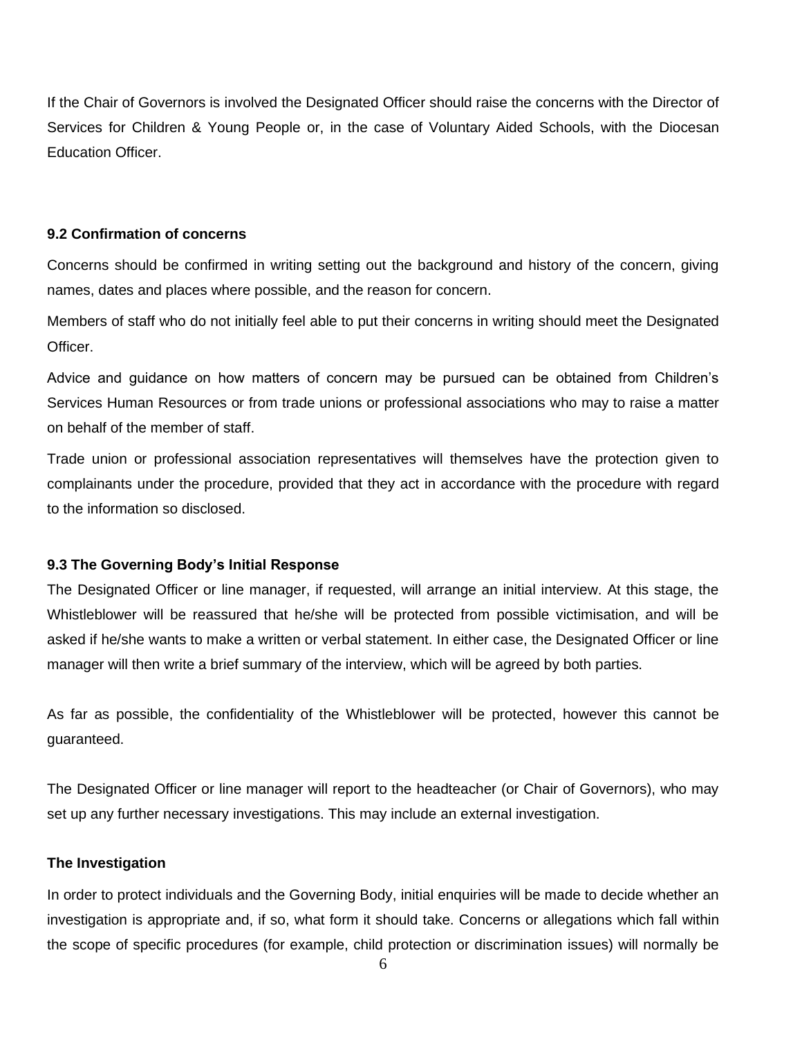If the Chair of Governors is involved the Designated Officer should raise the concerns with the Director of Services for Children & Young People or, in the case of Voluntary Aided Schools, with the Diocesan Education Officer.

### 9.2 Confirmation of concerns

Concerns should be confirmed in writing setting out the background and history of the concern, giving names, dates and places where possible, and the reason for concern.

Members of staff who do not initially feel able to put their concerns in writing should meet the Designated Officer.

Advice and guidance on how matters of concern may be pursued can be obtained from Children's Services Human Resources or from trade unions or professional associations who may to raise a matter on behalf of the member of staff.

Trade union or professional association representatives will themselves have the protection given to complainants under the procedure, provided that they act in accordance with the procedure with regard to the information so disclosed.

### 9.3 The Governing Body's Initial Response

The Designated Officer or line manager, if requested, will arrange an initial interview. At this stage, the Whistleblower will be reassured that he/she will be protected from possible victimisation, and will be asked if he/she wants to make a written or verbal statement. In either case, the Designated Officer or line manager will then write a brief summary of the interview, which will be agreed by both parties.

As far as possible, the confidentiality of the Whistleblower will be protected, however this cannot be guaranteed.

The Designated Officer or line manager will report to the headteacher (or Chair of Governors), who may set up any further necessary investigations. This may include an external investigation.

### The Investigation

In order to protect individuals and the Governing Body, initial enquiries will be made to decide whether an investigation is appropriate and, if so, what form it should take. Concerns or allegations which fall within the scope of specific procedures (for example, child protection or discrimination issues) will normally be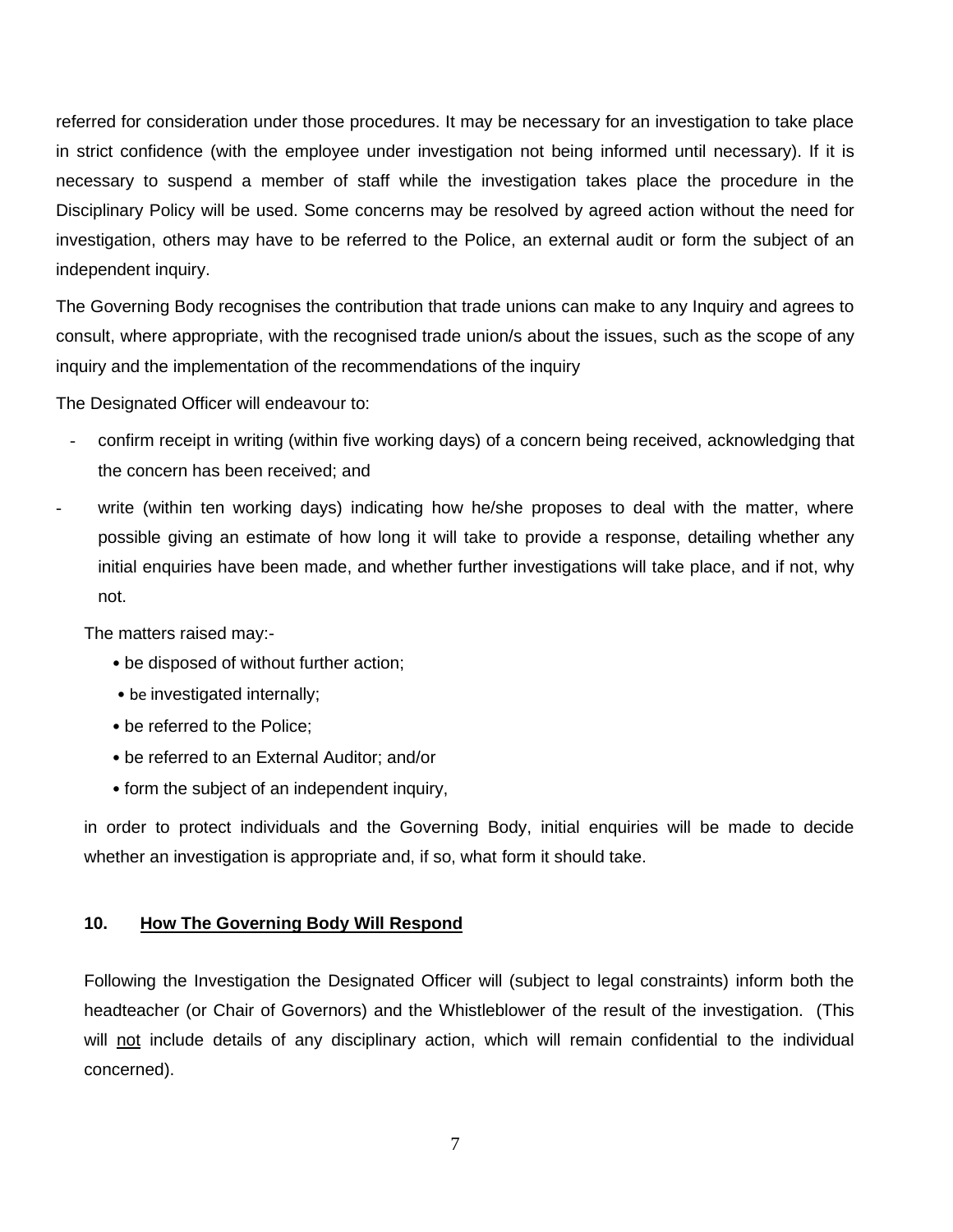referred for consideration under those procedures. It may be necessary for an investigation to take place in strict confidence (with the employee under investigation not being informed until necessary). If it is necessary to suspend a member of staff while the investigation takes place the procedure in the Disciplinary Policy will be used. Some concerns may be resolved by agreed action without the need for investigation, others may have to be referred to the Police, an external audit or form the subject of an independent inquiry.

The Governing Body recognises the contribution that trade unions can make to any Inquiry and agrees to consult, where appropriate, with the recognised trade union/s about the issues, such as the scope of any inquiry and the implementation of the recommendations of the inquiry

The Designated Officer will endeavour to:

- confirm receipt in writing (within five working days) of a concern being received, acknowledging that the concern has been received; and
- write (within ten working days) indicating how he/she proposes to deal with the matter, where possible giving an estimate of how long it will take to provide a response, detailing whether any initial enquiries have been made, and whether further investigations will take place, and if not, why not.

The matters raised may:-

- be disposed of without further action;
- be investigated internally;
- be referred to the Police;
- be referred to an External Auditor; and/or
- form the subject of an independent inquiry,

in order to protect individuals and the Governing Body, initial enquiries will be made to decide whether an investigation is appropriate and, if so, what form it should take.

## 10. How The Governing Body Will Respond

Following the Investigation the Designated Officer will (subject to legal constraints) inform both the headteacher (or Chair of Governors) and the Whistleblower of the result of the investigation. (This will not include details of any disciplinary action, which will remain confidential to the individual concerned).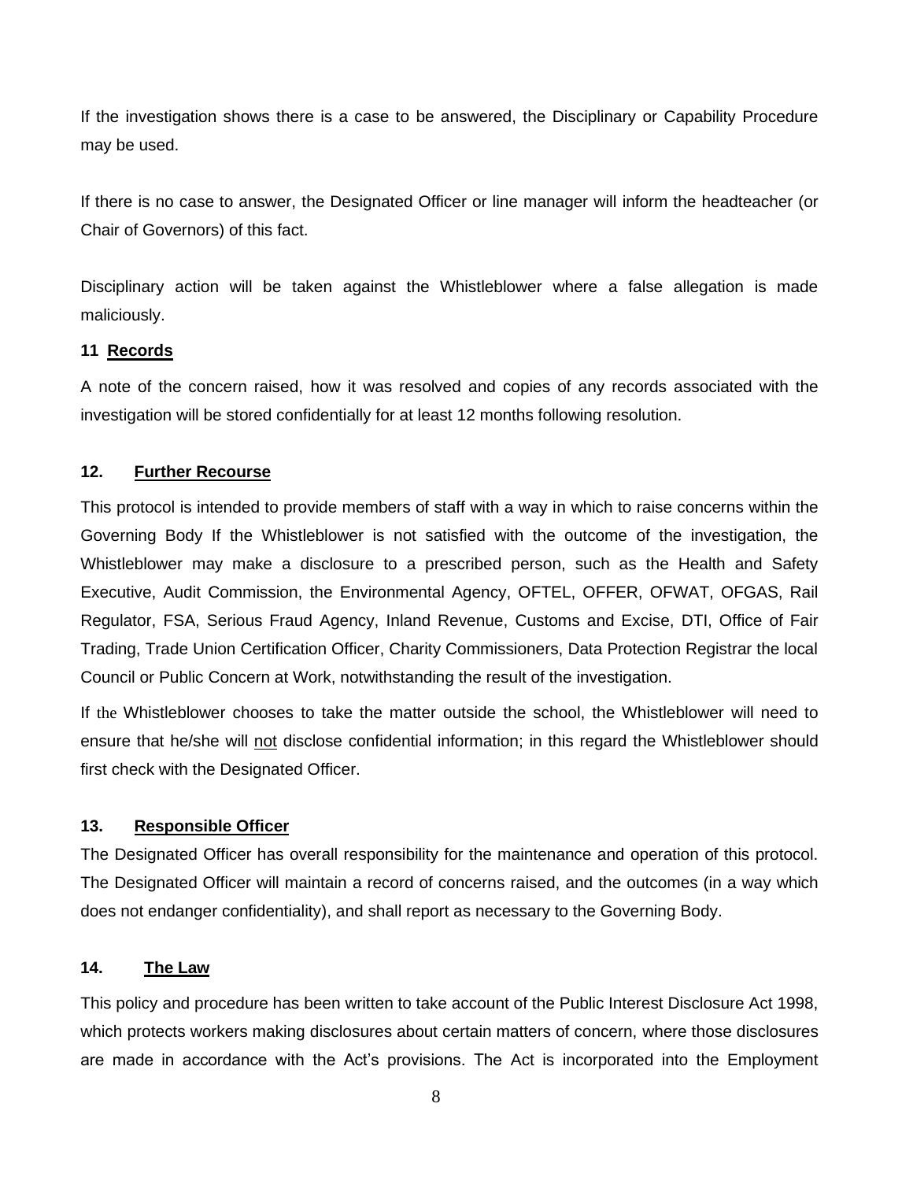If the investigation shows there is a case to be answered, the Disciplinary or Capability Procedure may be used.

If there is no case to answer, the Designated Officer or line manager will inform the headteacher (or Chair of Governors) of this fact.

Disciplinary action will be taken against the Whistleblower where a false allegation is made maliciously.

## 11 Records

A note of the concern raised, how it was resolved and copies of any records associated with the investigation will be stored confidentially for at least 12 months following resolution.

## 12. Further Recourse

This protocol is intended to provide members of staff with a way in which to raise concerns within the Governing Body If the Whistleblower is not satisfied with the outcome of the investigation, the Whistleblower may make a disclosure to a prescribed person, such as the Health and Safety Executive, Audit Commission, the Environmental Agency, OFTEL, OFFER, OFWAT, OFGAS, Rail Regulator, FSA, Serious Fraud Agency, Inland Revenue, Customs and Excise, DTI, Office of Fair Trading, Trade Union Certification Officer, Charity Commissioners, Data Protection Registrar the local Council or Public Concern at Work, notwithstanding the result of the investigation.

If the Whistleblower chooses to take the matter outside the school, the Whistleblower will need to ensure that he/she will not disclose confidential information; in this regard the Whistleblower should first check with the Designated Officer.

## 13. Responsible Officer

The Designated Officer has overall responsibility for the maintenance and operation of this protocol. The Designated Officer will maintain a record of concerns raised, and the outcomes (in a way which does not endanger confidentiality), and shall report as necessary to the Governing Body.

## 14. The Law

This policy and procedure has been written to take account of the Public Interest Disclosure Act 1998, which protects workers making disclosures about certain matters of concern, where those disclosures are made in accordance with the Act's provisions. The Act is incorporated into the Employment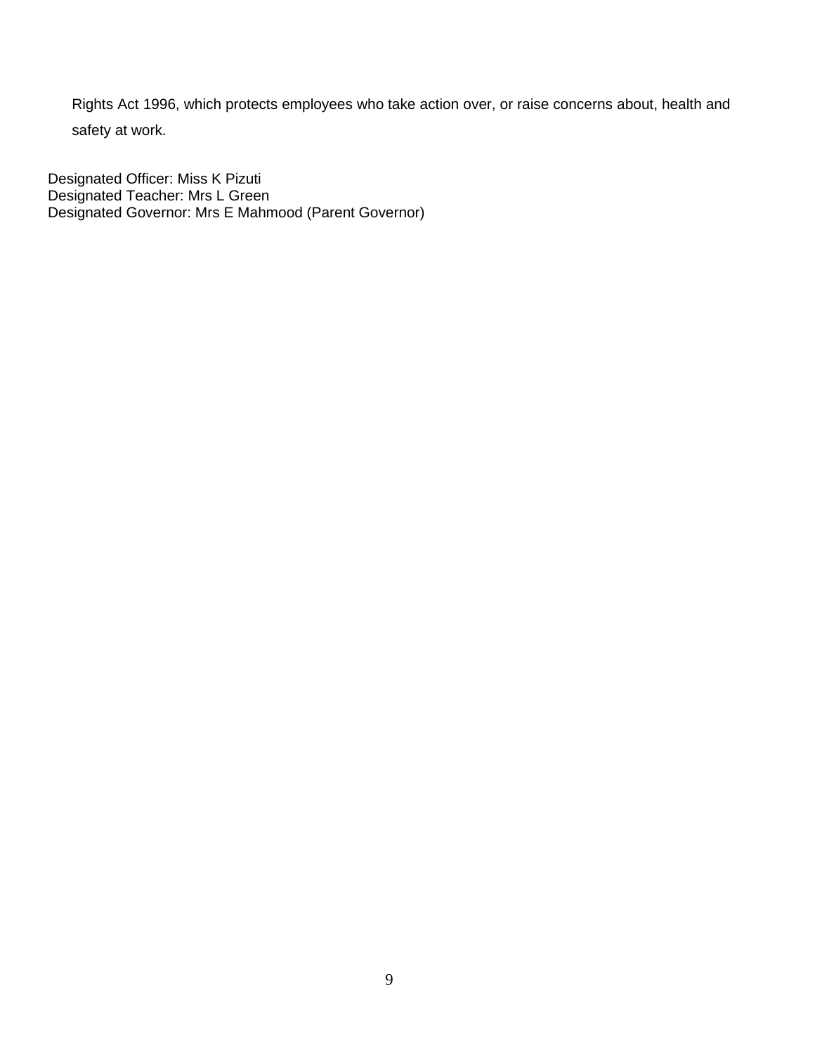Rights Act 1996, which protects employees who take action over, or raise concerns about, health and safety at work.

Designated Officer: Miss K Pizuti
Designated Teacher: Mrs L Green
Designated Governor: Mrs E Mahmood (Parent Governor)